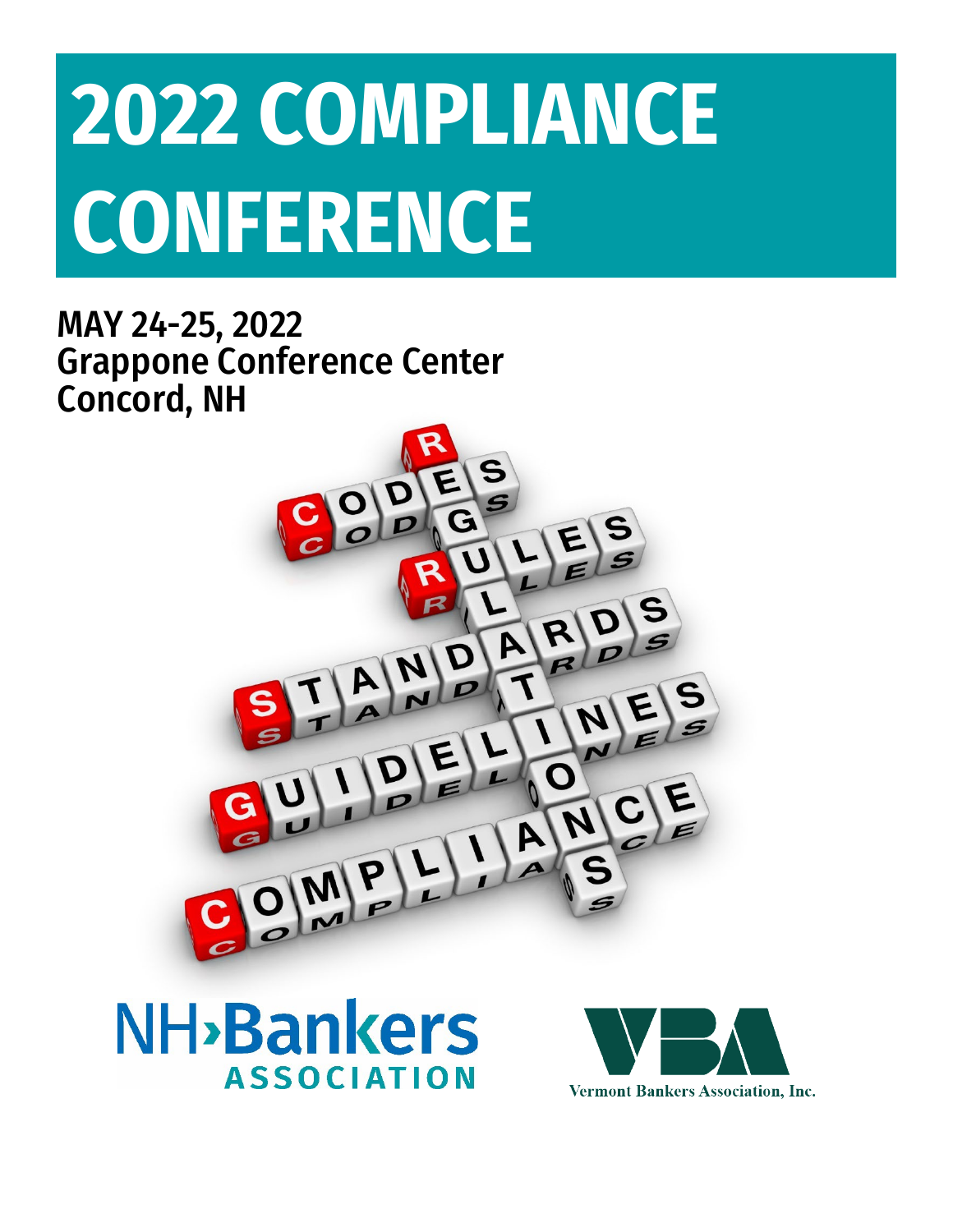# 2022 COMPLIANCE CONFERENCE

## MAY 24-25, 2022
## Grappone Conference Center
## Concord, NH

NH›Bankers ASSOCIATION

Vermont Bankers Association, Inc.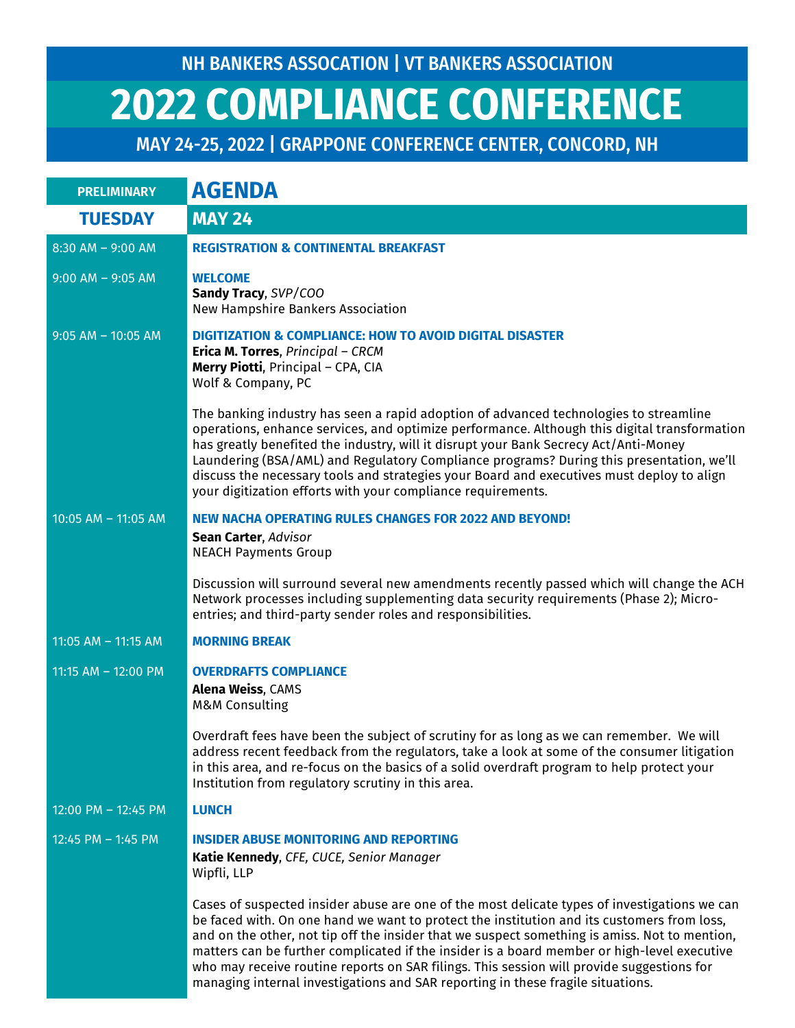# NH BANKERS ASSOCATION | VT BANKERS ASSOCIATION

# 2022 COMPLIANCE CONFERENCE

## MAY 24-25, 2022 | GRAPPONE CONFERENCE CENTER, CONCORD, NH

**PRELIMINARY** **AGENDA**

## TUESDAY — MAY 24

**8:30 AM – 9:00 AM**
**REGISTRATION & CONTINENTAL BREAKFAST**

**9:00 AM – 9:05 AM**
**WELCOME**
**Sandy Tracy**, *SVP/COO*
New Hampshire Bankers Association

**9:05 AM – 10:05 AM**
**DIGITIZATION & COMPLIANCE: HOW TO AVOID DIGITAL DISASTER**
**Erica M. Torres**, *Principal – CRCM*
**Merry Piotti**, Principal – CPA, CIA
Wolf & Company, PC

The banking industry has seen a rapid adoption of advanced technologies to streamline operations, enhance services, and optimize performance. Although this digital transformation has greatly benefited the industry, will it disrupt your Bank Secrecy Act/Anti-Money Laundering (BSA/AML) and Regulatory Compliance programs? During this presentation, we'll discuss the necessary tools and strategies your Board and executives must deploy to align your digitization efforts with your compliance requirements.

**10:05 AM – 11:05 AM**
**NEW NACHA OPERATING RULES CHANGES FOR 2022 AND BEYOND!**
**Sean Carter**, *Advisor*
NEACH Payments Group

Discussion will surround several new amendments recently passed which will change the ACH Network processes including supplementing data security requirements (Phase 2); Micro-entries; and third-party sender roles and responsibilities.

**11:05 AM – 11:15 AM**
**MORNING BREAK**

**11:15 AM – 12:00 PM**
**OVERDRAFTS COMPLIANCE**
**Alena Weiss**, CAMS
M&M Consulting

Overdraft fees have been the subject of scrutiny for as long as we can remember. We will address recent feedback from the regulators, take a look at some of the consumer litigation in this area, and re-focus on the basics of a solid overdraft program to help protect your Institution from regulatory scrutiny in this area.

**12:00 PM – 12:45 PM**
**LUNCH**

**12:45 PM – 1:45 PM**
**INSIDER ABUSE MONITORING AND REPORTING**
**Katie Kennedy**, *CFE, CUCE, Senior Manager*
Wipfli, LLP

Cases of suspected insider abuse are one of the most delicate types of investigations we can be faced with. On one hand we want to protect the institution and its customers from loss, and on the other, not tip off the insider that we suspect something is amiss. Not to mention, matters can be further complicated if the insider is a board member or high-level executive who may receive routine reports on SAR filings. This session will provide suggestions for managing internal investigations and SAR reporting in these fragile situations.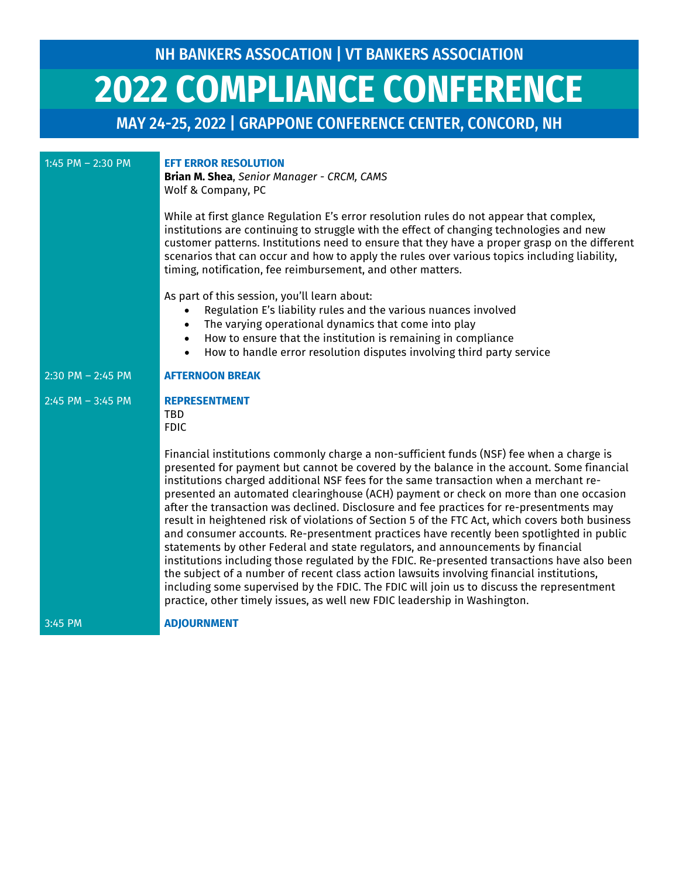NH BANKERS ASSOCATION | VT BANKERS ASSOCIATION

# 2022 COMPLIANCE CONFERENCE

## MAY 24-25, 2022 | GRAPPONE CONFERENCE CENTER, CONCORD, NH

**1:45 PM – 2:30 PM**

### EFT ERROR RESOLUTION

**Brian M. Shea**, *Senior Manager - CRCM, CAMS*
Wolf & Company, PC

While at first glance Regulation E's error resolution rules do not appear that complex, institutions are continuing to struggle with the effect of changing technologies and new customer patterns. Institutions need to ensure that they have a proper grasp on the different scenarios that can occur and how to apply the rules over various topics including liability, timing, notification, fee reimbursement, and other matters.

As part of this session, you'll learn about:

- Regulation E's liability rules and the various nuances involved
- The varying operational dynamics that come into play
- How to ensure that the institution is remaining in compliance
- How to handle error resolution disputes involving third party service

**2:30 PM – 2:45 PM**

### AFTERNOON BREAK

**2:45 PM – 3:45 PM**

### REPRESENTMENT

TBD
FDIC

Financial institutions commonly charge a non-sufficient funds (NSF) fee when a charge is presented for payment but cannot be covered by the balance in the account. Some financial institutions charged additional NSF fees for the same transaction when a merchant re-presented an automated clearinghouse (ACH) payment or check on more than one occasion after the transaction was declined. Disclosure and fee practices for re-presentments may result in heightened risk of violations of Section 5 of the FTC Act, which covers both business and consumer accounts. Re-presentment practices have recently been spotlighted in public statements by other Federal and state regulators, and announcements by financial institutions including those regulated by the FDIC. Re-presented transactions have also been the subject of a number of recent class action lawsuits involving financial institutions, including some supervised by the FDIC. The FDIC will join us to discuss the representment practice, other timely issues, as well new FDIC leadership in Washington.

**3:45 PM**

### ADJOURNMENT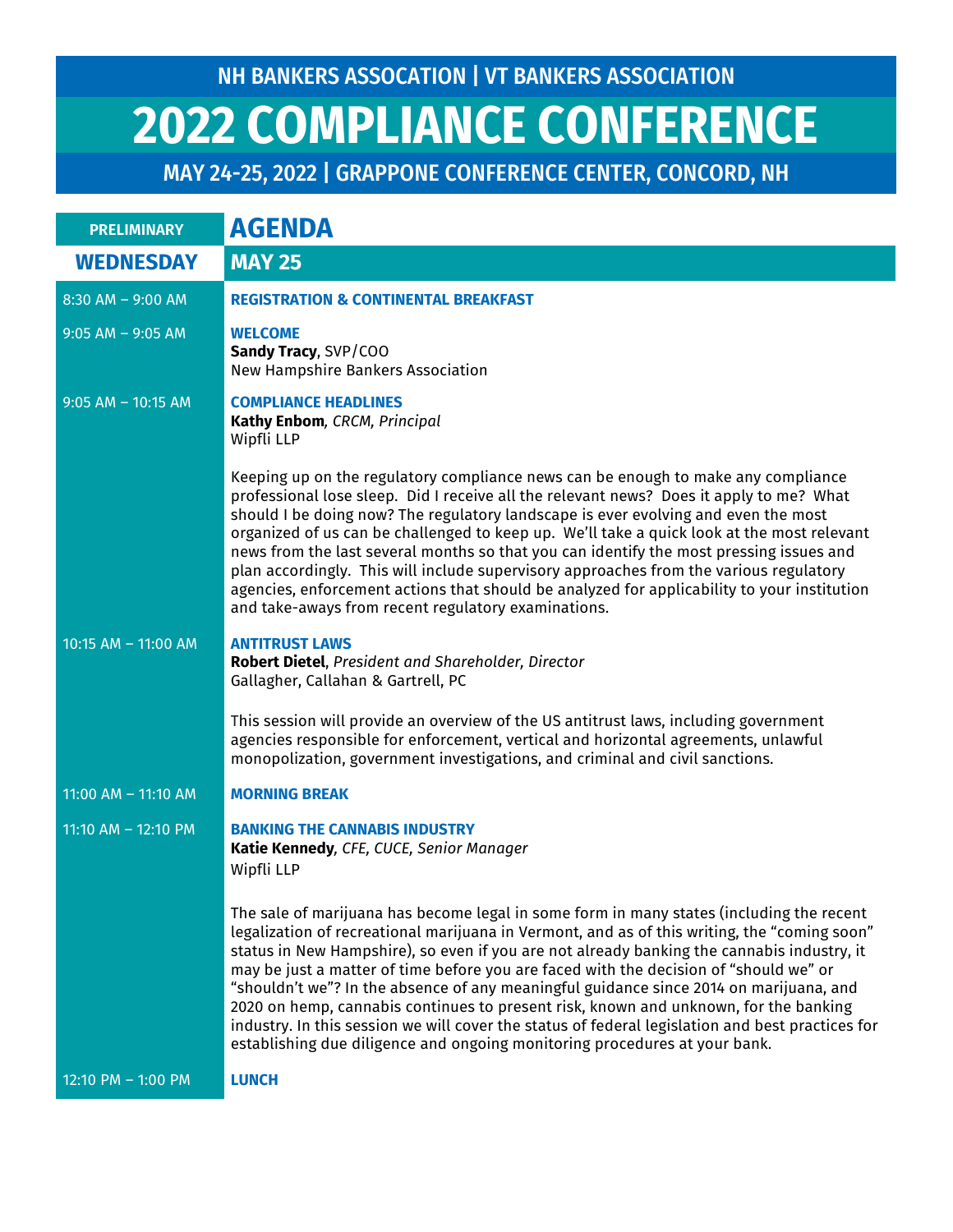NH BANKERS ASSOCATION | VT BANKERS ASSOCIATION

# 2022 COMPLIANCE CONFERENCE

MAY 24-25, 2022 | GRAPPONE CONFERENCE CENTER, CONCORD, NH

## PRELIMINARY AGENDA

## WEDNESDAY MAY 25

**8:30 AM – 9:00 AM** — **REGISTRATION & CONTINENTAL BREAKFAST**

**9:05 AM – 9:05 AM** — **WELCOME**
**Sandy Tracy**, SVP/COO
New Hampshire Bankers Association

**9:05 AM – 10:15 AM** — **COMPLIANCE HEADLINES**
**Kathy Enbom**, *CRCM, Principal*
Wipfli LLP

Keeping up on the regulatory compliance news can be enough to make any compliance professional lose sleep. Did I receive all the relevant news? Does it apply to me? What should I be doing now? The regulatory landscape is ever evolving and even the most organized of us can be challenged to keep up. We'll take a quick look at the most relevant news from the last several months so that you can identify the most pressing issues and plan accordingly. This will include supervisory approaches from the various regulatory agencies, enforcement actions that should be analyzed for applicability to your institution and take-aways from recent regulatory examinations.

**10:15 AM – 11:00 AM** — **ANTITRUST LAWS**
**Robert Dietel**, *President and Shareholder, Director*
Gallagher, Callahan & Gartrell, PC

This session will provide an overview of the US antitrust laws, including government agencies responsible for enforcement, vertical and horizontal agreements, unlawful monopolization, government investigations, and criminal and civil sanctions.

**11:00 AM – 11:10 AM** — **MORNING BREAK**

**11:10 AM – 12:10 PM** — **BANKING THE CANNABIS INDUSTRY**
**Katie Kennedy**, *CFE, CUCE, Senior Manager*
Wipfli LLP

The sale of marijuana has become legal in some form in many states (including the recent legalization of recreational marijuana in Vermont, and as of this writing, the "coming soon" status in New Hampshire), so even if you are not already banking the cannabis industry, it may be just a matter of time before you are faced with the decision of "should we" or "shouldn't we"? In the absence of any meaningful guidance since 2014 on marijuana, and 2020 on hemp, cannabis continues to present risk, known and unknown, for the banking industry. In this session we will cover the status of federal legislation and best practices for establishing due diligence and ongoing monitoring procedures at your bank.

**12:10 PM – 1:00 PM** — **LUNCH**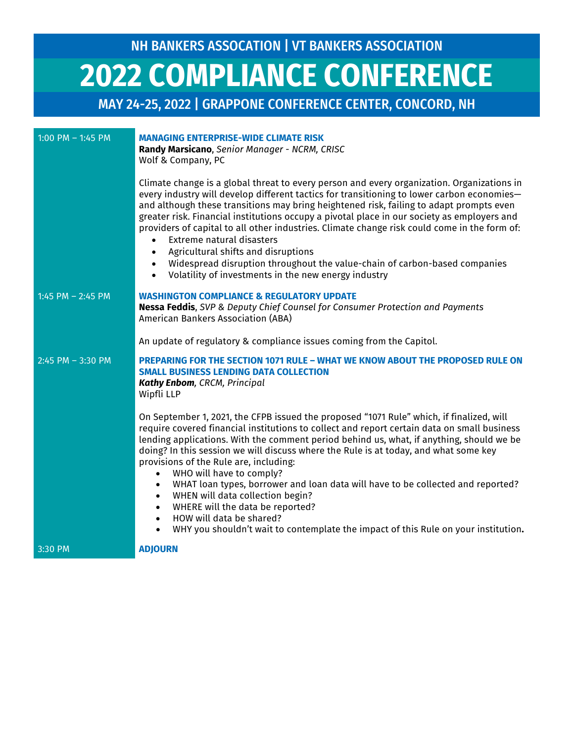NH BANKERS ASSOCATION | VT BANKERS ASSOCIATION

# 2022 COMPLIANCE CONFERENCE

MAY 24-25, 2022 | GRAPPONE CONFERENCE CENTER, CONCORD, NH

**1:00 PM – 1:45 PM**

**MANAGING ENTERPRISE-WIDE CLIMATE RISK**
**Randy Marsicano**, *Senior Manager - NCRM, CRISC*
Wolf & Company, PC

Climate change is a global threat to every person and every organization. Organizations in every industry will develop different tactics for transitioning to lower carbon economies—and although these transitions may bring heightened risk, failing to adapt prompts even greater risk. Financial institutions occupy a pivotal place in our society as employers and providers of capital to all other industries. Climate change risk could come in the form of:

- Extreme natural disasters
- Agricultural shifts and disruptions
- Widespread disruption throughout the value-chain of carbon-based companies
- Volatility of investments in the new energy industry

**1:45 PM – 2:45 PM**

**WASHINGTON COMPLIANCE & REGULATORY UPDATE**
**Nessa Feddis**, *SVP & Deputy Chief Counsel for Consumer Protection and Payments*
American Bankers Association (ABA)

An update of regulatory & compliance issues coming from the Capitol.

**2:45 PM – 3:30 PM**

**PREPARING FOR THE SECTION 1071 RULE – WHAT WE KNOW ABOUT THE PROPOSED RULE ON SMALL BUSINESS LENDING DATA COLLECTION**
***Kathy Enbom**, CRCM, Principal*
Wipfli LLP

On September 1, 2021, the CFPB issued the proposed "1071 Rule" which, if finalized, will require covered financial institutions to collect and report certain data on small business lending applications. With the comment period behind us, what, if anything, should we be doing? In this session we will discuss where the Rule is at today, and what some key provisions of the Rule are, including:

- WHO will have to comply?
- WHAT loan types, borrower and loan data will have to be collected and reported?
- WHEN will data collection begin?
- WHERE will the data be reported?
- HOW will data be shared?
- WHY you shouldn't wait to contemplate the impact of this Rule on your institution.

**3:30 PM**

**ADJOURN**